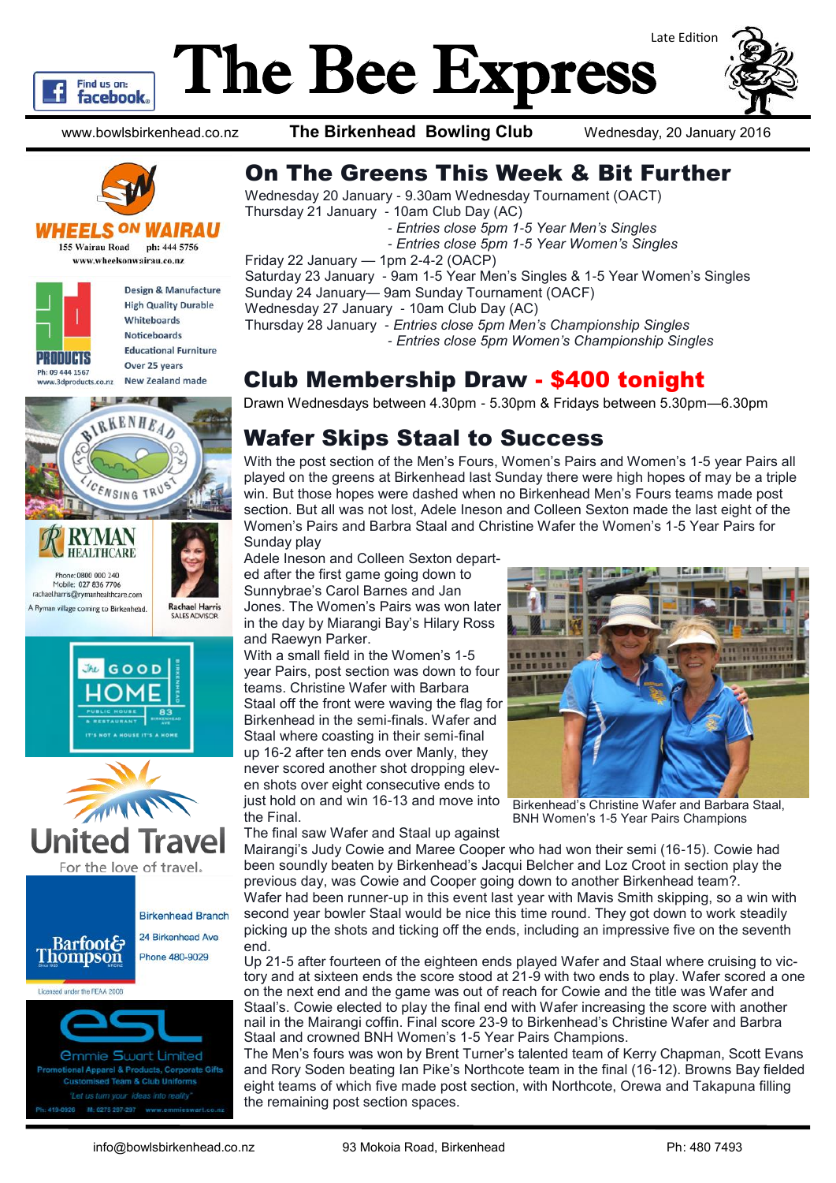# The Bee Express

Late Edition

www.bowlsbirkenhead.co.nz | **The Birkenhead Bowling Club** | Wednesday, 20 January 2016

## On The Greens This Week & Bit Further

Wednesday 20 January - 9.30am Wednesday Tournament (OACT)
Thursday 21 January - 10am Club Day (AC)
*- Entries close 5pm 1-5 Year Men's Singles*
*- Entries close 5pm 1-5 Year Women's Singles*
Friday 22 January — 1pm 2-4-2 (OACP)
Saturday 23 January - 9am 1-5 Year Men's Singles & 1-5 Year Women's Singles
Sunday 24 January— 9am Sunday Tournament (OACF)
Wednesday 27 January - 10am Club Day (AC)
Thursday 28 January - *Entries close 5pm Men's Championship Singles*
*- Entries close 5pm Women's Championship Singles*

## Club Membership Draw - $400 tonight

Drawn Wednesdays between 4.30pm - 5.30pm & Fridays between 5.30pm—6.30pm

## Wafer Skips Staal to Success

With the post section of the Men's Fours, Women's Pairs and Women's 1-5 year Pairs all played on the greens at Birkenhead last Sunday there were high hopes of may be a triple win. But those hopes were dashed when no Birkenhead Men's Fours teams made post section. But all was not lost, Adele Ineson and Colleen Sexton made the last eight of the Women's Pairs and Barbra Staal and Christine Wafer the Women's 1-5 Year Pairs for Sunday play

Adele Ineson and Colleen Sexton departed after the first game going down to Sunnybrae's Carol Barnes and Jan Jones. The Women's Pairs was won later in the day by Mairangi Bay's Hilary Ross and Raewyn Parker.

With a small field in the Women's 1-5 year Pairs, post section was down to four teams. Christine Wafer with Barbara Staal off the front were waving the flag for Birkenhead in the semi-finals. Wafer and Staal where coasting in their semi-final up 16-2 after ten ends over Manly, they never scored another shot dropping eleven shots over eight consecutive ends to just hold on and win 16-13 and move into the Final.

Birkenhead's Christine Wafer and Barbara Staal, BNH Women's 1-5 Year Pairs Champions

The final saw Wafer and Staal up against Mairangi's Judy Cowie and Maree Cooper who had won their semi (16-15). Cowie had been soundly beaten by Birkenhead's Jacqui Belcher and Loz Croot in section play the previous day, was Cowie and Cooper going down to another Birkenhead team?.

Wafer had been runner-up in this event last year with Mavis Smith skipping, so a win with second year bowler Staal would be nice this time round. They got down to work steadily picking up the shots and ticking off the ends, including an impressive five on the seventh end.

Up 21-5 after fourteen of the eighteen ends played Wafer and Staal where cruising to victory and at sixteen ends the score stood at 21-9 with two ends to play. Wafer scored a one on the next end and the game was out of reach for Cowie and the title was Wafer and Staal's. Cowie elected to play the final end with Wafer increasing the score with another nail in the Mairangi coffin. Final score 23-9 to Birkenhead's Christine Wafer and Barbra Staal and crowned BNH Women's 1-5 Year Pairs Champions.

The Men's fours was won by Brent Turner's talented team of Kerry Chapman, Scott Evans and Rory Soden beating Ian Pike's Northcote team in the final (16-12). Browns Bay fielded eight teams of which five made post section, with Northcote, Orewa and Takapuna filling the remaining post section spaces.

---

**WHEELS ON WAIRAU** — 155 Wairau Road ph: 444 5756 www.wheelsonwairau.co.nz

**3D PRODUCTS** — Design & Manufacture, High Quality Durable Whiteboards, Noticeboards, Educational Furniture, Over 25 years, New Zealand made. Ph: 09 444 1567 www.3dproducts.co.nz

**Birkenhead Licensing Trust**

**RYMAN HEALTHCARE** — Phone: 0800 000 240, Mobile: 027 836 7706, rachael.harris@rymanhealthcare.com. A Ryman village coming to Birkenhead. Rachael Harris, Sales Advisor

**The Good Home** — Public House & Restaurant, 83 Birkenhead Ave. It's not a house it's a home

**United Travel** — For the love of travel.

**Barfoot & Thompson** — Birkenhead Branch, 24 Birkenhead Ave, Phone 480-9029. Licensed under the REAA 2008

**esl — Emmie Swart Limited** — Promotional Apparel & Products, Corporate Gifts, Customised Team & Club Uniforms. "Let us turn your ideas into reality" Ph: 419-0926 M: 0275 297-297 www.emmieswart.co.nz

---

info@bowlsbirkenhead.co.nz | 93 Mokoia Road, Birkenhead | Ph: 480 7493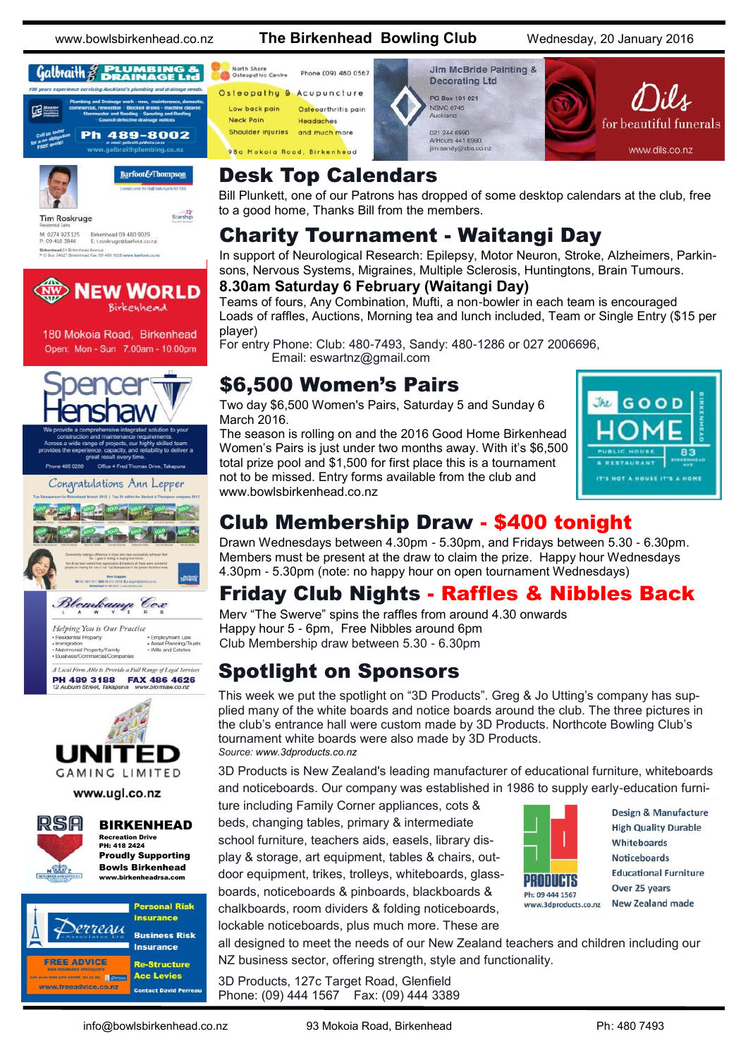## Desk Top Calendars

Bill Plunkett, one of our Patrons has dropped of some desktop calendars at the club, free to a good home, Thanks Bill from the members.

## Charity Tournament - Waitangi Day

In support of Neurological Research: Epilepsy, Motor Neuron, Stroke, Alzheimers, Parkinsons, Nervous Systems, Migraines, Multiple Sclerosis, Huntingtons, Brain Tumours.

**8.30am Saturday 6 February (Waitangi Day)**

Teams of fours, Any Combination, Mufti, a non-bowler in each team is encouraged
Loads of raffles, Auctions, Morning tea and lunch included, Team or Single Entry ($15 per player)
For entry Phone: Club: 480-7493, Sandy: 480-1286 or 027 2006696,
Email: eswartnz@gmail.com

## $6,500 Women's Pairs

Two day $6,500 Women's Pairs, Saturday 5 and Sunday 6 March 2016.
The season is rolling on and the 2016 Good Home Birkenhead Women's Pairs is just under two months away. With it's $6,500 total prize pool and $1,500 for first place this is a tournament not to be missed. Entry forms available from the club and www.bowlsbirkenhead.co.nz

## Club Membership Draw - $400 tonight

Drawn Wednesdays between 4.30pm - 5.30pm, and Fridays between 5.30 - 6.30pm. Members must be present at the draw to claim the prize. Happy hour Wednesdays 4.30pm - 5.30pm (note: no happy hour on open tournament Wednesdays)

## Friday Club Nights - Raffles & Nibbles Back

Merv "The Swerve" spins the raffles from around 4.30 onwards
Happy hour 5 - 6pm, Free Nibbles around 6pm
Club Membership draw between 5.30 - 6.30pm

## Spotlight on Sponsors

This week we put the spotlight on "3D Products". Greg & Jo Utting's company has supplied many of the white boards and notice boards around the club. The three pictures in the club's entrance hall were custom made by 3D Products. Northcote Bowling Club's tournament white boards were also made by 3D Products.
*Source: www.3dproducts.co.nz*

3D Products is New Zealand's leading manufacturer of educational furniture, whiteboards and noticeboards. Our company was established in 1986 to supply early-education furniture including Family Corner appliances, cots & beds, changing tables, primary & intermediate school furniture, teachers aids, easels, library display & storage, art equipment, tables & chairs, outdoor equipment, trikes, trolleys, whiteboards, glassboards, noticeboards & pinboards, blackboards & chalkboards, room dividers & folding noticeboards, lockable noticeboards, plus much more. These are all designed to meet the needs of our New Zealand teachers and children including our NZ business sector, offering strength, style and functionality.

3D Products, 127c Target Road, Glenfield
Phone: (09) 444 1567 Fax: (09) 444 3389